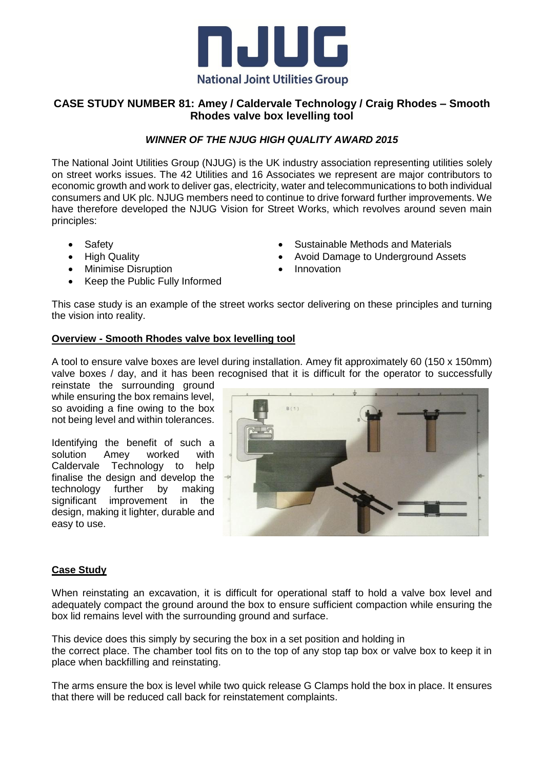# NJUG

National Joint Utilities Group

## CASE STUDY NUMBER 81: Amey / Caldervale Technology / Craig Rhodes – Smooth Rhodes valve box levelling tool

***WINNER OF THE NJUG HIGH QUALITY AWARD 2015***

The National Joint Utilities Group (NJUG) is the UK industry association representing utilities solely on street works issues. The 42 Utilities and 16 Associates we represent are major contributors to economic growth and work to deliver gas, electricity, water and telecommunications to both individual consumers and UK plc. NJUG members need to continue to drive forward further improvements. We have therefore developed the NJUG Vision for Street Works, which revolves around seven main principles:

- Safety
- High Quality
- Minimise Disruption
- Keep the Public Fully Informed
- Sustainable Methods and Materials
- Avoid Damage to Underground Assets
- Innovation

This case study is an example of the street works sector delivering on these principles and turning the vision into reality.

### Overview - Smooth Rhodes valve box levelling tool

A tool to ensure valve boxes are level during installation. Amey fit approximately 60 (150 x 150mm) valve boxes / day, and it has been recognised that it is difficult for the operator to successfully reinstate the surrounding ground while ensuring the box remains level, so avoiding a fine owing to the box not being level and within tolerances.

Identifying the benefit of such a solution Amey worked with Caldervale Technology to help finalise the design and develop the technology further by making significant improvement in the design, making it lighter, durable and easy to use.

### Case Study

When reinstating an excavation, it is difficult for operational staff to hold a valve box level and adequately compact the ground around the box to ensure sufficient compaction while ensuring the box lid remains level with the surrounding ground and surface.

This device does this simply by securing the box in a set position and holding in the correct place. The chamber tool fits on to the top of any stop tap box or valve box to keep it in place when backfilling and reinstating.

The arms ensure the box is level while two quick release G Clamps hold the box in place. It ensures that there will be reduced call back for reinstatement complaints.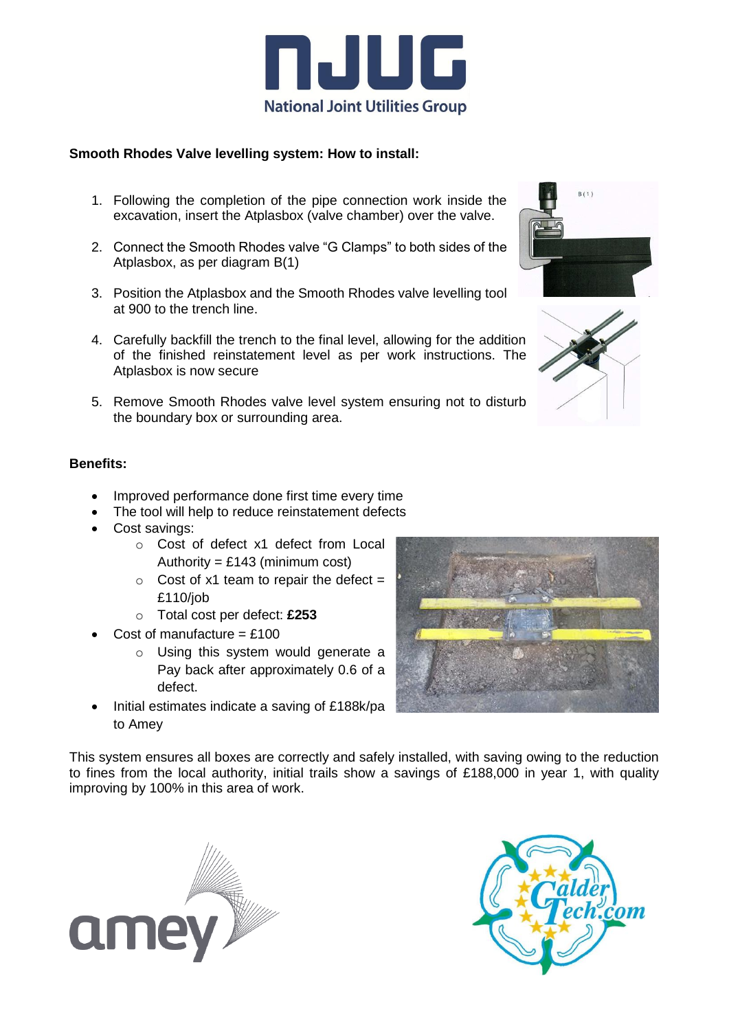**Smooth Rhodes Valve levelling system: How to install:**

1. Following the completion of the pipe connection work inside the excavation, insert the Atplasbox (valve chamber) over the valve.
2. Connect the Smooth Rhodes valve "G Clamps" to both sides of the Atplasbox, as per diagram B(1)
3. Position the Atplasbox and the Smooth Rhodes valve levelling tool at 900 to the trench line.
4. Carefully backfill the trench to the final level, allowing for the addition of the finished reinstatement level as per work instructions. The Atplasbox is now secure
5. Remove Smooth Rhodes valve level system ensuring not to disturb the boundary box or surrounding area.

**Benefits:**

- Improved performance done first time every time
- The tool will help to reduce reinstatement defects
- Cost savings:
    - Cost of defect x1 defect from Local Authority = £143 (minimum cost)
    - Cost of x1 team to repair the defect = £110/job
    - Total cost per defect: **£253**
- Cost of manufacture = £100
    - Using this system would generate a Pay back after approximately 0.6 of a defect.
- Initial estimates indicate a saving of £188k/pa to Amey

This system ensures all boxes are correctly and safely installed, with saving owing to the reduction to fines from the local authority, initial trails show a savings of £188,000 in year 1, with quality improving by 100% in this area of work.